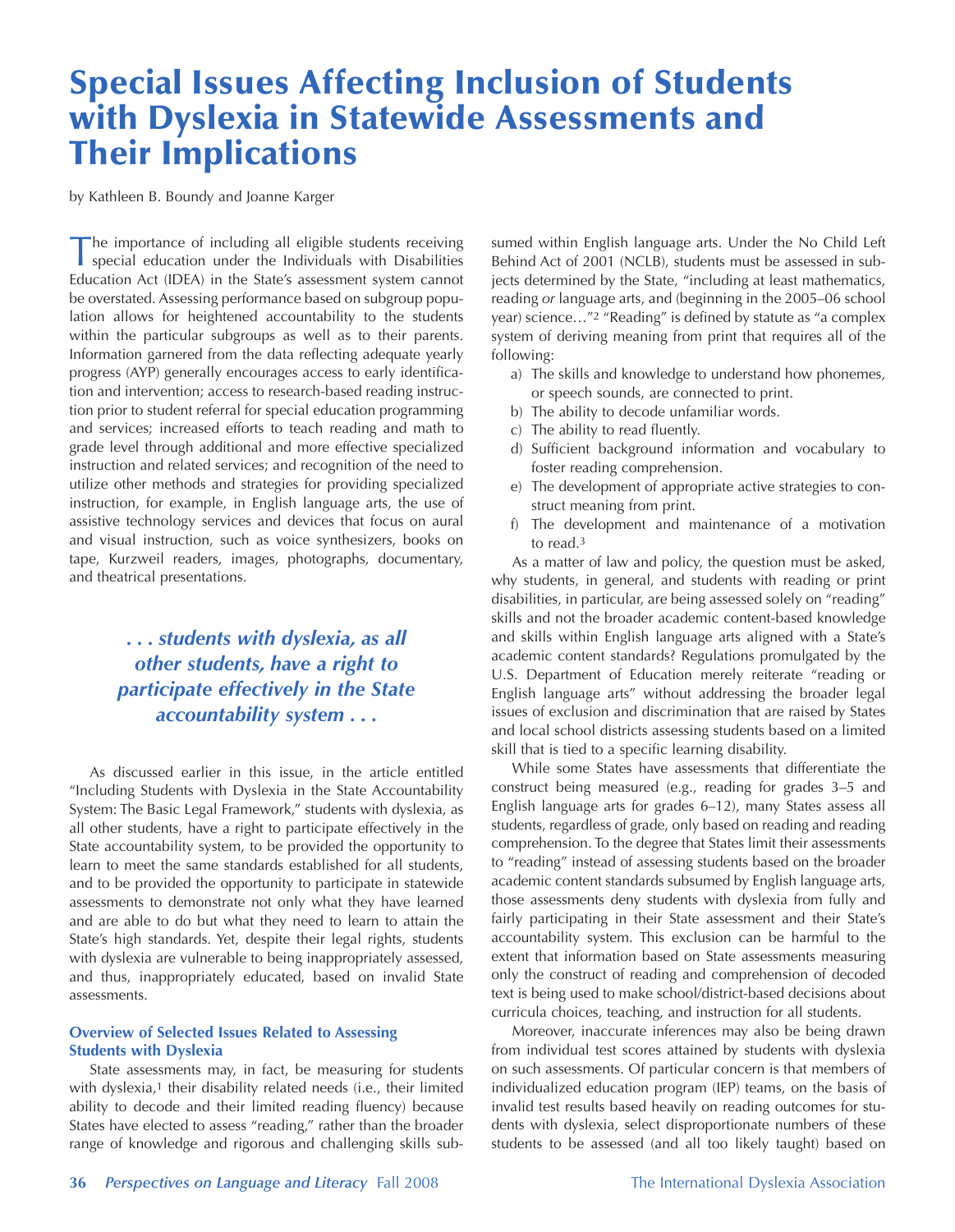# Special Issues Affecting Inclusion of Students with Dyslexia in Statewide Assessments and Their Implications

by Kathleen B. Boundy and Joanne Karger

The importance of including all eligible students receiving special education under the Individuals with Disabilities Education Act (IDEA) in the State's assessment system cannot be overstated. Assessing performance based on subgroup population allows for heightened accountability to the students within the particular subgroups as well as to their parents. Information garnered from the data reflecting adequate yearly progress (AYP) generally encourages access to early identification and intervention; access to research-based reading instruction prior to student referral for special education programming and services; increased efforts to teach reading and math to grade level through additional and more effective specialized instruction and related services; and recognition of the need to utilize other methods and strategies for providing specialized instruction, for example, in English language arts, the use of assistive technology services and devices that focus on aural and visual instruction, such as voice synthesizers, books on tape, Kurzweil readers, images, photographs, documentary, and theatrical presentations.

***. . . students with dyslexia, as all other students, have a right to participate effectively in the State accountability system . . .***

As discussed earlier in this issue, in the article entitled "Including Students with Dyslexia in the State Accountability System: The Basic Legal Framework," students with dyslexia, as all other students, have a right to participate effectively in the State accountability system, to be provided the opportunity to learn to meet the same standards established for all students, and to be provided the opportunity to participate in statewide assessments to demonstrate not only what they have learned and are able to do but what they need to learn to attain the State's high standards. Yet, despite their legal rights, students with dyslexia are vulnerable to being inappropriately assessed, and thus, inappropriately educated, based on invalid State assessments.

### Overview of Selected Issues Related to Assessing Students with Dyslexia

State assessments may, in fact, be measuring for students with dyslexia,[1] their disability related needs (i.e., their limited ability to decode and their limited reading fluency) because States have elected to assess "reading," rather than the broader range of knowledge and rigorous and challenging skills subsumed within English language arts. Under the No Child Left Behind Act of 2001 (NCLB), students must be assessed in subjects determined by the State, "including at least mathematics, reading *or* language arts, and (beginning in the 2005–06 school year) science…"[2] "Reading" is defined by statute as "a complex system of deriving meaning from print that requires all of the following:

a) The skills and knowledge to understand how phonemes, or speech sounds, are connected to print.
b) The ability to decode unfamiliar words.
c) The ability to read fluently.
d) Sufficient background information and vocabulary to foster reading comprehension.
e) The development of appropriate active strategies to construct meaning from print.
f) The development and maintenance of a motivation to read.[3]

As a matter of law and policy, the question must be asked, why students, in general, and students with reading or print disabilities, in particular, are being assessed solely on "reading" skills and not the broader academic content-based knowledge and skills within English language arts aligned with a State's academic content standards? Regulations promulgated by the U.S. Department of Education merely reiterate "reading or English language arts" without addressing the broader legal issues of exclusion and discrimination that are raised by States and local school districts assessing students based on a limited skill that is tied to a specific learning disability.

While some States have assessments that differentiate the construct being measured (e.g., reading for grades 3–5 and English language arts for grades 6–12), many States assess all students, regardless of grade, only based on reading and reading comprehension. To the degree that States limit their assessments to "reading" instead of assessing students based on the broader academic content standards subsumed by English language arts, those assessments deny students with dyslexia from fully and fairly participating in their State assessment and their State's accountability system. This exclusion can be harmful to the extent that information based on State assessments measuring only the construct of reading and comprehension of decoded text is being used to make school/district-based decisions about curricula choices, teaching, and instruction for all students.

Moreover, inaccurate inferences may also be being drawn from individual test scores attained by students with dyslexia on such assessments. Of particular concern is that members of individualized education program (IEP) teams, on the basis of invalid test results based heavily on reading outcomes for students with dyslexia, select disproportionate numbers of these students to be assessed (and all too likely taught) based on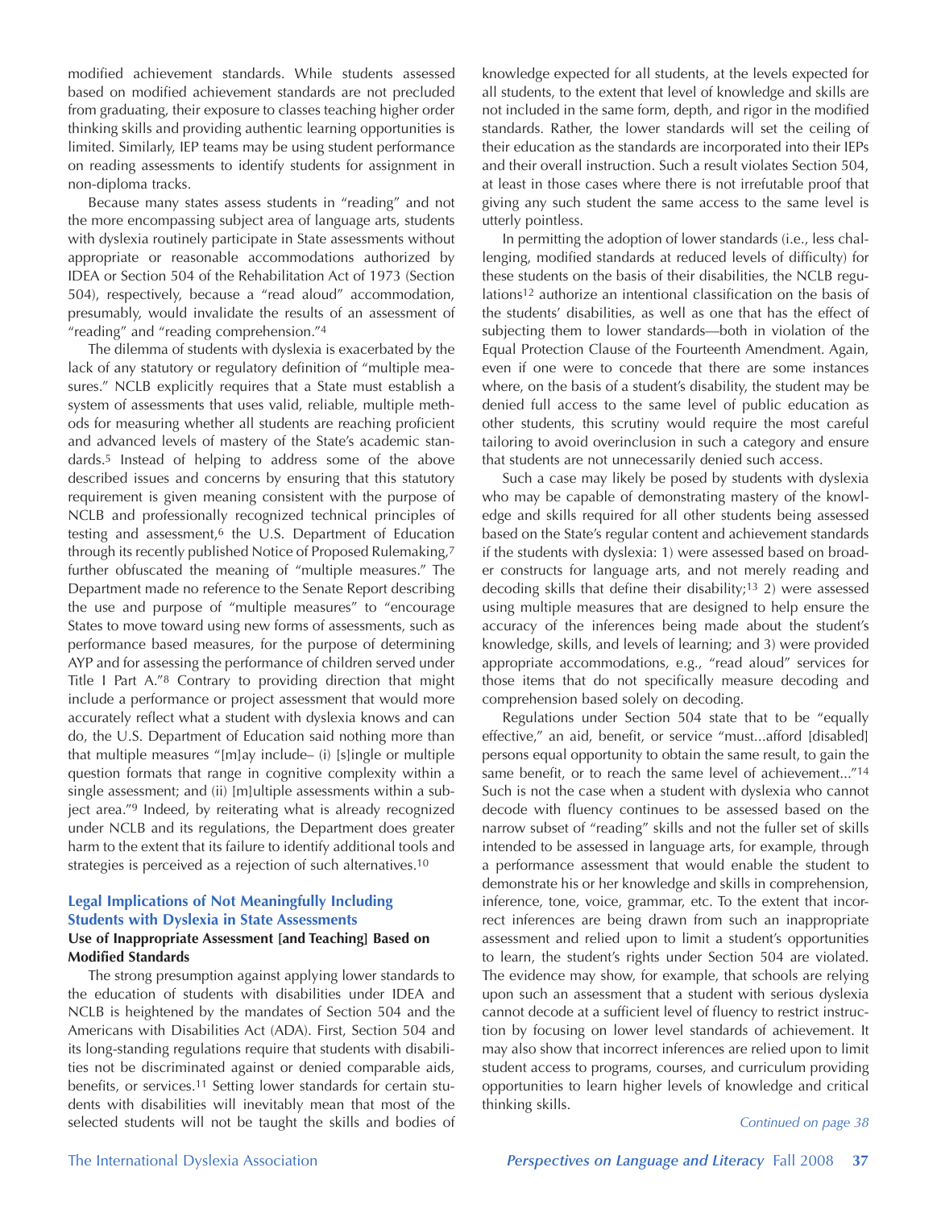modified achievement standards. While students assessed based on modified achievement standards are not precluded from graduating, their exposure to classes teaching higher order thinking skills and providing authentic learning opportunities is limited. Similarly, IEP teams may be using student performance on reading assessments to identify students for assignment in non-diploma tracks.

Because many states assess students in "reading" and not the more encompassing subject area of language arts, students with dyslexia routinely participate in State assessments without appropriate or reasonable accommodations authorized by IDEA or Section 504 of the Rehabilitation Act of 1973 (Section 504), respectively, because a "read aloud" accommodation, presumably, would invalidate the results of an assessment of "reading" and "reading comprehension."[4]

The dilemma of students with dyslexia is exacerbated by the lack of any statutory or regulatory definition of "multiple measures." NCLB explicitly requires that a State must establish a system of assessments that uses valid, reliable, multiple methods for measuring whether all students are reaching proficient and advanced levels of mastery of the State's academic standards.[5] Instead of helping to address some of the above described issues and concerns by ensuring that this statutory requirement is given meaning consistent with the purpose of NCLB and professionally recognized technical principles of testing and assessment,[6] the U.S. Department of Education through its recently published Notice of Proposed Rulemaking,[7] further obfuscated the meaning of "multiple measures." The Department made no reference to the Senate Report describing the use and purpose of "multiple measures" to "encourage States to move toward using new forms of assessments, such as performance based measures, for the purpose of determining AYP and for assessing the performance of children served under Title I Part A."[8] Contrary to providing direction that might include a performance or project assessment that would more accurately reflect what a student with dyslexia knows and can do, the U.S. Department of Education said nothing more than that multiple measures "[m]ay include– (i) [s]ingle or multiple question formats that range in cognitive complexity within a single assessment; and (ii) [m]ultiple assessments within a subject area."[9] Indeed, by reiterating what is already recognized under NCLB and its regulations, the Department does greater harm to the extent that its failure to identify additional tools and strategies is perceived as a rejection of such alternatives.[10]

## Legal Implications of Not Meaningfully Including Students with Dyslexia in State Assessments

### Use of Inappropriate Assessment [and Teaching] Based on Modified Standards

The strong presumption against applying lower standards to the education of students with disabilities under IDEA and NCLB is heightened by the mandates of Section 504 and the Americans with Disabilities Act (ADA). First, Section 504 and its long-standing regulations require that students with disabilities not be discriminated against or denied comparable aids, benefits, or services.[11] Setting lower standards for certain students with disabilities will inevitably mean that most of the selected students will not be taught the skills and bodies of knowledge expected for all students, at the levels expected for all students, to the extent that level of knowledge and skills are not included in the same form, depth, and rigor in the modified standards. Rather, the lower standards will set the ceiling of their education as the standards are incorporated into their IEPs and their overall instruction. Such a result violates Section 504, at least in those cases where there is not irrefutable proof that giving any such student the same access to the same level is utterly pointless.

In permitting the adoption of lower standards (i.e., less challenging, modified standards at reduced levels of difficulty) for these students on the basis of their disabilities, the NCLB regulations[12] authorize an intentional classification on the basis of the students' disabilities, as well as one that has the effect of subjecting them to lower standards—both in violation of the Equal Protection Clause of the Fourteenth Amendment. Again, even if one were to concede that there are some instances where, on the basis of a student's disability, the student may be denied full access to the same level of public education as other students, this scrutiny would require the most careful tailoring to avoid overinclusion in such a category and ensure that students are not unnecessarily denied such access.

Such a case may likely be posed by students with dyslexia who may be capable of demonstrating mastery of the knowledge and skills required for all other students being assessed based on the State's regular content and achievement standards if the students with dyslexia: 1) were assessed based on broader constructs for language arts, and not merely reading and decoding skills that define their disability;[13] 2) were assessed using multiple measures that are designed to help ensure the accuracy of the inferences being made about the student's knowledge, skills, and levels of learning; and 3) were provided appropriate accommodations, e.g., "read aloud" services for those items that do not specifically measure decoding and comprehension based solely on decoding.

Regulations under Section 504 state that to be "equally effective," an aid, benefit, or service "must...afford [disabled] persons equal opportunity to obtain the same result, to gain the same benefit, or to reach the same level of achievement..."[14] Such is not the case when a student with dyslexia who cannot decode with fluency continues to be assessed based on the narrow subset of "reading" skills and not the fuller set of skills intended to be assessed in language arts, for example, through a performance assessment that would enable the student to demonstrate his or her knowledge and skills in comprehension, inference, tone, voice, grammar, etc. To the extent that incorrect inferences are being drawn from such an inappropriate assessment and relied upon to limit a student's opportunities to learn, the student's rights under Section 504 are violated. The evidence may show, for example, that schools are relying upon such an assessment that a student with serious dyslexia cannot decode at a sufficient level of fluency to restrict instruction by focusing on lower level standards of achievement. It may also show that incorrect inferences are relied upon to limit student access to programs, courses, and curriculum providing opportunities to learn higher levels of knowledge and critical thinking skills.

*Continued on page 38*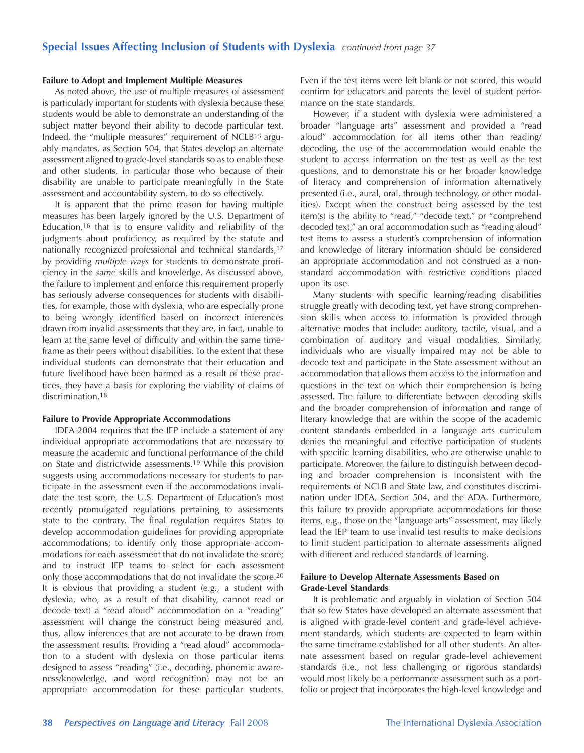## Special Issues Affecting Inclusion of Students with Dyslexia *continued from page 37*

**Failure to Adopt and Implement Multiple Measures**

As noted above, the use of multiple measures of assessment is particularly important for students with dyslexia because these students would be able to demonstrate an understanding of the subject matter beyond their ability to decode particular text. Indeed, the "multiple measures" requirement of NCLB[15] arguably mandates, as Section 504, that States develop an alternate assessment aligned to grade-level standards so as to enable these and other students, in particular those who because of their disability are unable to participate meaningfully in the State assessment and accountability system, to do so effectively.

It is apparent that the prime reason for having multiple measures has been largely ignored by the U.S. Department of Education,[16] that is to ensure validity and reliability of the judgments about proficiency, as required by the statute and nationally recognized professional and technical standards,[17] by providing *multiple ways* for students to demonstrate proficiency in the *same* skills and knowledge. As discussed above, the failure to implement and enforce this requirement properly has seriously adverse consequences for students with disabilities, for example, those with dyslexia, who are especially prone to being wrongly identified based on incorrect inferences drawn from invalid assessments that they are, in fact, unable to learn at the same level of difficulty and within the same timeframe as their peers without disabilities. To the extent that these individual students can demonstrate that their education and future livelihood have been harmed as a result of these practices, they have a basis for exploring the viability of claims of discrimination.[18]

**Failure to Provide Appropriate Accommodations**

IDEA 2004 requires that the IEP include a statement of any individual appropriate accommodations that are necessary to measure the academic and functional performance of the child on State and districtwide assessments.[19] While this provision suggests using accommodations necessary for students to participate in the assessment even if the accommodations invalidate the test score, the U.S. Department of Education's most recently promulgated regulations pertaining to assessments state to the contrary. The final regulation requires States to develop accommodation guidelines for providing appropriate accommodations; to identify only those appropriate accommodations for each assessment that do not invalidate the score; and to instruct IEP teams to select for each assessment only those accommodations that do not invalidate the score.[20] It is obvious that providing a student (e.g., a student with dyslexia, who, as a result of that disability, cannot read or decode text) a "read aloud" accommodation on a "reading" assessment will change the construct being measured and, thus, allow inferences that are not accurate to be drawn from the assessment results. Providing a "read aloud" accommodation to a student with dyslexia on those particular items designed to assess "reading" (i.e., decoding, phonemic awareness/knowledge, and word recognition) may not be an appropriate accommodation for these particular students. Even if the test items were left blank or not scored, this would confirm for educators and parents the level of student performance on the state standards.

However, if a student with dyslexia were administered a broader "language arts" assessment and provided a "read aloud" accommodation for all items other than reading/decoding, the use of the accommodation would enable the student to access information on the test as well as the test questions, and to demonstrate his or her broader knowledge of literacy and comprehension of information alternatively presented (i.e., aural, oral, through technology, or other modalities). Except when the construct being assessed by the test item(s) is the ability to "read," "decode text," or "comprehend decoded text," an oral accommodation such as "reading aloud" test items to assess a student's comprehension of information and knowledge of literary information should be considered an appropriate accommodation and not construed as a nonstandard accommodation with restrictive conditions placed upon its use.

Many students with specific learning/reading disabilities struggle greatly with decoding text, yet have strong comprehension skills when access to information is provided through alternative modes that include: auditory, tactile, visual, and a combination of auditory and visual modalities. Similarly, individuals who are visually impaired may not be able to decode text and participate in the State assessment without an accommodation that allows them access to the information and questions in the text on which their comprehension is being assessed. The failure to differentiate between decoding skills and the broader comprehension of information and range of literary knowledge that are within the scope of the academic content standards embedded in a language arts curriculum denies the meaningful and effective participation of students with specific learning disabilities, who are otherwise unable to participate. Moreover, the failure to distinguish between decoding and broader comprehension is inconsistent with the requirements of NCLB and State law, and constitutes discrimination under IDEA, Section 504, and the ADA. Furthermore, this failure to provide appropriate accommodations for those items, e.g., those on the "language arts" assessment, may likely lead the IEP team to use invalid test results to make decisions to limit student participation to alternate assessments aligned with different and reduced standards of learning.

**Failure to Develop Alternate Assessments Based on Grade-Level Standards**

It is problematic and arguably in violation of Section 504 that so few States have developed an alternate assessment that is aligned with grade-level content and grade-level achievement standards, which students are expected to learn within the same timeframe established for all other students. An alternate assessment based on regular grade-level achievement standards (i.e., not less challenging or rigorous standards) would most likely be a performance assessment such as a portfolio or project that incorporates the high-level knowledge and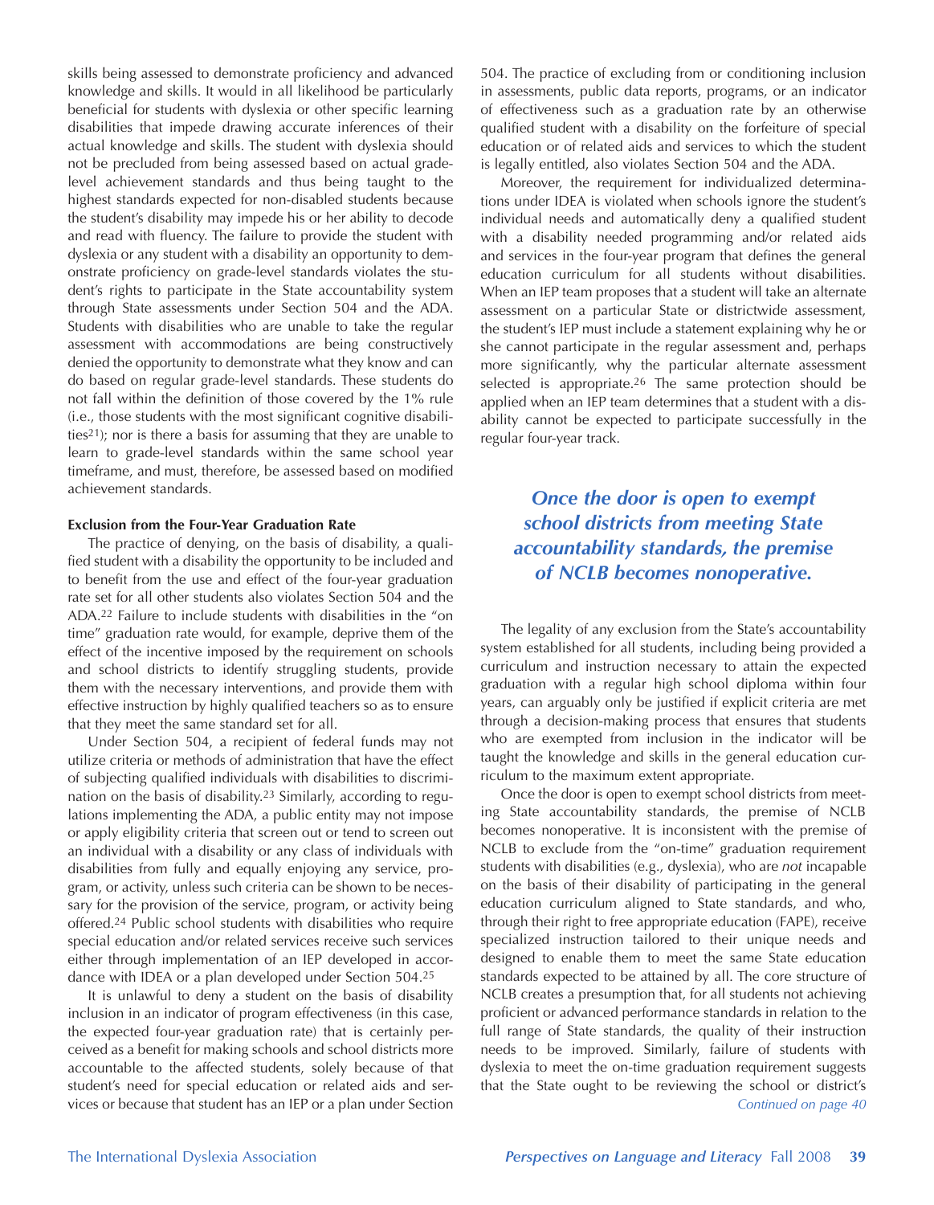skills being assessed to demonstrate proficiency and advanced knowledge and skills. It would in all likelihood be particularly beneficial for students with dyslexia or other specific learning disabilities that impede drawing accurate inferences of their actual knowledge and skills. The student with dyslexia should not be precluded from being assessed based on actual grade-level achievement standards and thus being taught to the highest standards expected for non-disabled students because the student's disability may impede his or her ability to decode and read with fluency. The failure to provide the student with dyslexia or any student with a disability an opportunity to demonstrate proficiency on grade-level standards violates the student's rights to participate in the State accountability system through State assessments under Section 504 and the ADA. Students with disabilities who are unable to take the regular assessment with accommodations are being constructively denied the opportunity to demonstrate what they know and can do based on regular grade-level standards. These students do not fall within the definition of those covered by the 1% rule (i.e., those students with the most significant cognitive disabilities[21]); nor is there a basis for assuming that they are unable to learn to grade-level standards within the same school year timeframe, and must, therefore, be assessed based on modified achievement standards.

**Exclusion from the Four-Year Graduation Rate**

The practice of denying, on the basis of disability, a qualified student with a disability the opportunity to be included and to benefit from the use and effect of the four-year graduation rate set for all other students also violates Section 504 and the ADA.[22] Failure to include students with disabilities in the "on time" graduation rate would, for example, deprive them of the effect of the incentive imposed by the requirement on schools and school districts to identify struggling students, provide them with the necessary interventions, and provide them with effective instruction by highly qualified teachers so as to ensure that they meet the same standard set for all.

Under Section 504, a recipient of federal funds may not utilize criteria or methods of administration that have the effect of subjecting qualified individuals with disabilities to discrimination on the basis of disability.[23] Similarly, according to regulations implementing the ADA, a public entity may not impose or apply eligibility criteria that screen out or tend to screen out an individual with a disability or any class of individuals with disabilities from fully and equally enjoying any service, program, or activity, unless such criteria can be shown to be necessary for the provision of the service, program, or activity being offered.[24] Public school students with disabilities who require special education and/or related services receive such services either through implementation of an IEP developed in accordance with IDEA or a plan developed under Section 504.[25]

It is unlawful to deny a student on the basis of disability inclusion in an indicator of program effectiveness (in this case, the expected four-year graduation rate) that is certainly perceived as a benefit for making schools and school districts more accountable to the affected students, solely because of that student's need for special education or related aids and services or because that student has an IEP or a plan under Section 504. The practice of excluding from or conditioning inclusion in assessments, public data reports, programs, or an indicator of effectiveness such as a graduation rate by an otherwise qualified student with a disability on the forfeiture of special education or of related aids and services to which the student is legally entitled, also violates Section 504 and the ADA.

Moreover, the requirement for individualized determinations under IDEA is violated when schools ignore the student's individual needs and automatically deny a qualified student with a disability needed programming and/or related aids and services in the four-year program that defines the general education curriculum for all students without disabilities. When an IEP team proposes that a student will take an alternate assessment on a particular State or districtwide assessment, the student's IEP must include a statement explaining why he or she cannot participate in the regular assessment and, perhaps more significantly, why the particular alternate assessment selected is appropriate.[26] The same protection should be applied when an IEP team determines that a student with a disability cannot be expected to participate successfully in the regular four-year track.

> ***Once the door is open to exempt school districts from meeting State accountability standards, the premise of NCLB becomes nonoperative.***

The legality of any exclusion from the State's accountability system established for all students, including being provided a curriculum and instruction necessary to attain the expected graduation with a regular high school diploma within four years, can arguably only be justified if explicit criteria are met through a decision-making process that ensures that students who are exempted from inclusion in the indicator will be taught the knowledge and skills in the general education curriculum to the maximum extent appropriate.

Once the door is open to exempt school districts from meeting State accountability standards, the premise of NCLB becomes nonoperative. It is inconsistent with the premise of NCLB to exclude from the "on-time" graduation requirement students with disabilities (e.g., dyslexia), who are *not* incapable on the basis of their disability of participating in the general education curriculum aligned to State standards, and who, through their right to free appropriate education (FAPE), receive specialized instruction tailored to their unique needs and designed to enable them to meet the same State education standards expected to be attained by all. The core structure of NCLB creates a presumption that, for all students not achieving proficient or advanced performance standards in relation to the full range of State standards, the quality of their instruction needs to be improved. Similarly, failure of students with dyslexia to meet the on-time graduation requirement suggests that the State ought to be reviewing the school or district's

*Continued on page 40*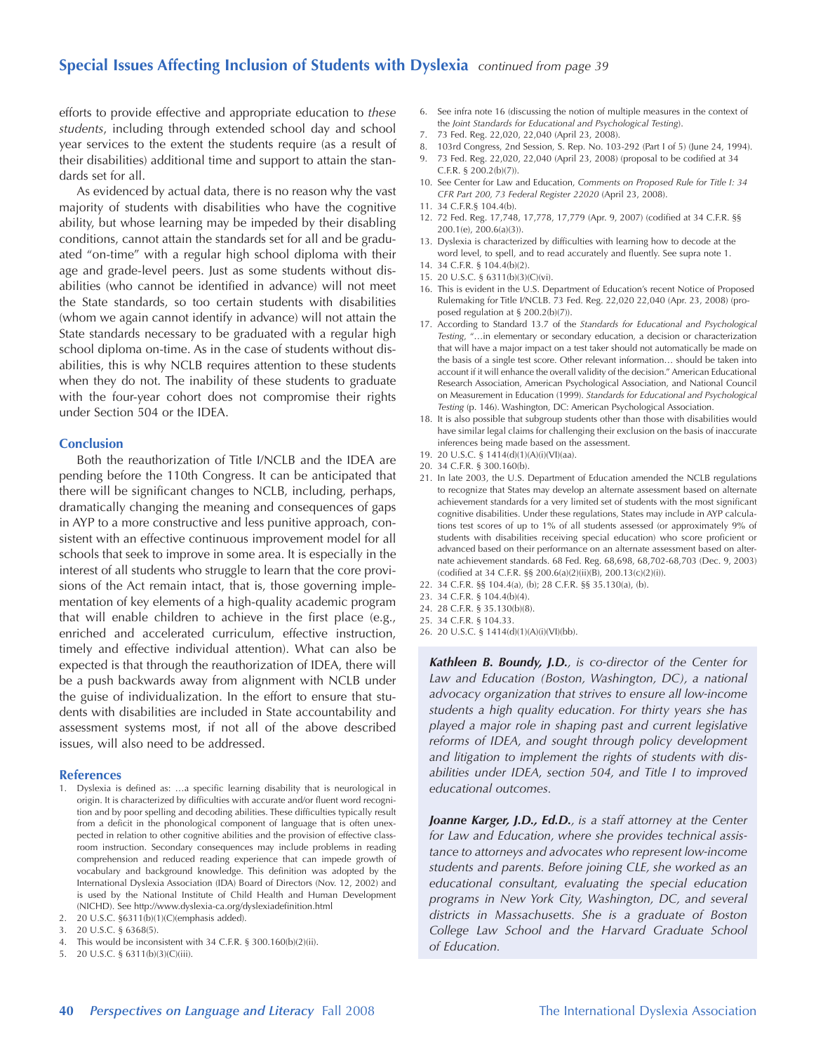## Special Issues Affecting Inclusion of Students with Dyslexia *continued from page 39*

efforts to provide effective and appropriate education to *these students*, including through extended school day and school year services to the extent the students require (as a result of their disabilities) additional time and support to attain the standards set for all.

As evidenced by actual data, there is no reason why the vast majority of students with disabilities who have the cognitive ability, but whose learning may be impeded by their disabling conditions, cannot attain the standards set for all and be graduated "on-time" with a regular high school diploma with their age and grade-level peers. Just as some students without disabilities (who cannot be identified in advance) will not meet the State standards, so too certain students with disabilities (whom we again cannot identify in advance) will not attain the State standards necessary to be graduated with a regular high school diploma on-time. As in the case of students without disabilities, this is why NCLB requires attention to these students when they do not. The inability of these students to graduate with the four-year cohort does not compromise their rights under Section 504 or the IDEA.

### Conclusion

Both the reauthorization of Title I/NCLB and the IDEA are pending before the 110th Congress. It can be anticipated that there will be significant changes to NCLB, including, perhaps, dramatically changing the meaning and consequences of gaps in AYP to a more constructive and less punitive approach, consistent with an effective continuous improvement model for all schools that seek to improve in some area. It is especially in the interest of all students who struggle to learn that the core provisions of the Act remain intact, that is, those governing implementation of key elements of a high-quality academic program that will enable children to achieve in the first place (e.g., enriched and accelerated curriculum, effective instruction, timely and effective individual attention). What can also be expected is that through the reauthorization of IDEA, there will be a push backwards away from alignment with NCLB under the guise of individualization. In the effort to ensure that students with disabilities are included in State accountability and assessment systems most, if not all of the above described issues, will also need to be addressed.

### References

1. Dyslexia is defined as: …a specific learning disability that is neurological in origin. It is characterized by difficulties with accurate and/or fluent word recognition and by poor spelling and decoding abilities. These difficulties typically result from a deficit in the phonological component of language that is often unexpected in relation to other cognitive abilities and the provision of effective classroom instruction. Secondary consequences may include problems in reading comprehension and reduced reading experience that can impede growth of vocabulary and background knowledge. This definition was adopted by the International Dyslexia Association (IDA) Board of Directors (Nov. 12, 2002) and is used by the National Institute of Child Health and Human Development (NICHD). See http://www.dyslexia-ca.org/dyslexiadefinition.html
2. 20 U.S.C. §6311(b)(1)(C)(emphasis added).
3. 20 U.S.C. § 6368(5).
4. This would be inconsistent with 34 C.F.R. § 300.160(b)(2)(ii).
5. 20 U.S.C. § 6311(b)(3)(C)(iii).
6. See infra note 16 (discussing the notion of multiple measures in the context of the *Joint Standards for Educational and Psychological Testing*).
7. 73 Fed. Reg. 22,020, 22,040 (April 23, 2008).
8. 103rd Congress, 2nd Session, S. Rep. No. 103-292 (Part I of 5) (June 24, 1994).
9. 73 Fed. Reg. 22,020, 22,040 (April 23, 2008) (proposal to be codified at 34 C.F.R. § 200.2(b)(7)).
10. See Center for Law and Education, *Comments on Proposed Rule for Title I: 34 CFR Part 200, 73 Federal Register 22020* (April 23, 2008).
11. 34 C.F.R.§ 104.4(b).
12. 72 Fed. Reg. 17,748, 17,778, 17,779 (Apr. 9, 2007) (codified at 34 C.F.R. §§ 200.1(e), 200.6(a)(3)).
13. Dyslexia is characterized by difficulties with learning how to decode at the word level, to spell, and to read accurately and fluently. See supra note 1.
14. 34 C.F.R. § 104.4(b)(2).
15. 20 U.S.C. § 6311(b)(3)(C)(vi).
16. This is evident in the U.S. Department of Education's recent Notice of Proposed Rulemaking for Title I/NCLB. 73 Fed. Reg. 22,020 22,040 (Apr. 23, 2008) (proposed regulation at § 200.2(b)(7)).
17. According to Standard 13.7 of the *Standards for Educational and Psychological Testing*, "…in elementary or secondary education, a decision or characterization that will have a major impact on a test taker should not automatically be made on the basis of a single test score. Other relevant information… should be taken into account if it will enhance the overall validity of the decision." American Educational Research Association, American Psychological Association, and National Council on Measurement in Education (1999). *Standards for Educational and Psychological Testing* (p. 146). Washington, DC: American Psychological Association.
18. It is also possible that subgroup students other than those with disabilities would have similar legal claims for challenging their exclusion on the basis of inaccurate inferences being made based on the assessment.
19. 20 U.S.C. § 1414(d)(1)(A)(i)(VI)(aa).
20. 34 C.F.R. § 300.160(b).
21. In late 2003, the U.S. Department of Education amended the NCLB regulations to recognize that States may develop an alternate assessment based on alternate achievement standards for a very limited set of students with the most significant cognitive disabilities. Under these regulations, States may include in AYP calculations test scores of up to 1% of all students assessed (or approximately 9% of students with disabilities receiving special education) who score proficient or advanced based on their performance on an alternate assessment based on alternate achievement standards. 68 Fed. Reg. 68,698, 68,702-68,703 (Dec. 9, 2003) (codified at 34 C.F.R. §§ 200.6(a)(2)(ii)(B), 200.13(c)(2)(i)).
22. 34 C.F.R. §§ 104.4(a), (b); 28 C.F.R. §§ 35.130(a), (b).
23. 34 C.F.R. § 104.4(b)(4).
24. 28 C.F.R. § 35.130(b)(8).
25. 34 C.F.R. § 104.33.
26. 20 U.S.C. § 1414(d)(1)(A)(i)(VI)(bb).

***Kathleen B. Boundy, J.D.**, is co-director of the Center for Law and Education (Boston, Washington, DC), a national advocacy organization that strives to ensure all low-income students a high quality education. For thirty years she has played a major role in shaping past and current legislative reforms of IDEA, and sought through policy development and litigation to implement the rights of students with disabilities under IDEA, section 504, and Title I to improved educational outcomes.*

***Joanne Karger, J.D., Ed.D.**, is a staff attorney at the Center for Law and Education, where she provides technical assistance to attorneys and advocates who represent low-income students and parents. Before joining CLE, she worked as an educational consultant, evaluating the special education programs in New York City, Washington, DC, and several districts in Massachusetts. She is a graduate of Boston College Law School and the Harvard Graduate School of Education.*